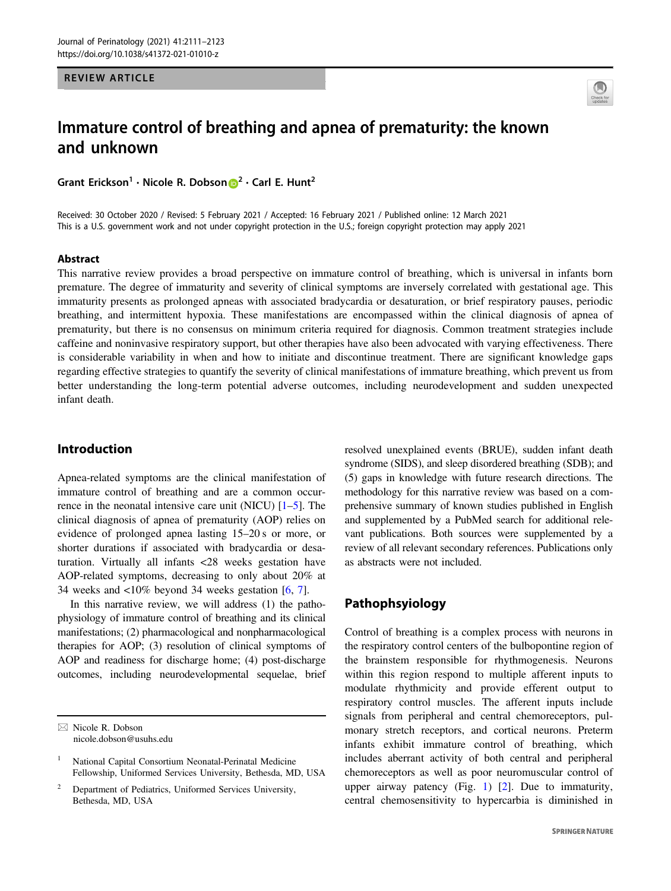REVIEW ARTICLE

# Immature control of breathing and apnea of prematurity: the known and unknown

**Grant Erickson[1] · Nicole R. Dobson[2] · Carl E. Hunt[2]**

Received: 30 October 2020 / Revised: 5 February 2021 / Accepted: 16 February 2021 / Published online: 12 March 2021
This is a U.S. government work and not under copyright protection in the U.S.; foreign copyright protection may apply 2021

## Abstract

This narrative review provides a broad perspective on immature control of breathing, which is universal in infants born premature. The degree of immaturity and severity of clinical symptoms are inversely correlated with gestational age. This immaturity presents as prolonged apneas with associated bradycardia or desaturation, or brief respiratory pauses, periodic breathing, and intermittent hypoxia. These manifestations are encompassed within the clinical diagnosis of apnea of prematurity, but there is no consensus on minimum criteria required for diagnosis. Common treatment strategies include caffeine and noninvasive respiratory support, but other therapies have also been advocated with varying effectiveness. There is considerable variability in when and how to initiate and discontinue treatment. There are significant knowledge gaps regarding effective strategies to quantify the severity of clinical manifestations of immature breathing, which prevent us from better understanding the long-term potential adverse outcomes, including neurodevelopment and sudden unexpected infant death.

## Introduction

Apnea-related symptoms are the clinical manifestation of immature control of breathing and are a common occurrence in the neonatal intensive care unit (NICU) [1–5]. The clinical diagnosis of apnea of prematurity (AOP) relies on evidence of prolonged apnea lasting 15–20 s or more, or shorter durations if associated with bradycardia or desaturation. Virtually all infants <28 weeks gestation have AOP-related symptoms, decreasing to only about 20% at 34 weeks and <10% beyond 34 weeks gestation [6, 7].

In this narrative review, we will address (1) the pathophysiology of immature control of breathing and its clinical manifestations; (2) pharmacological and nonpharmacological therapies for AOP; (3) resolution of clinical symptoms of AOP and readiness for discharge home; (4) post-discharge outcomes, including neurodevelopmental sequelae, brief resolved unexplained events (BRUE), sudden infant death syndrome (SIDS), and sleep disordered breathing (SDB); and (5) gaps in knowledge with future research directions. The methodology for this narrative review was based on a comprehensive summary of known studies published in English and supplemented by a PubMed search for additional relevant publications. Both sources were supplemented by a review of all relevant secondary references. Publications only as abstracts were not included.

## Pathophsiology

Control of breathing is a complex process with neurons in the respiratory control centers of the bulbopontine region of the brainstem responsible for rhythmogenesis. Neurons within this region respond to multiple afferent inputs to modulate rhythmicity and provide efferent output to respiratory control muscles. The afferent inputs include signals from peripheral and central chemoreceptors, pulmonary stretch receptors, and cortical neurons. Preterm infants exhibit immature control of breathing, which includes aberrant activity of both central and peripheral chemoreceptors as well as poor neuromuscular control of upper airway patency (Fig. 1) [2]. Due to immaturity, central chemosensitivity to hypercarbia is diminished in

---

✉ Nicole R. Dobson
nicole.dobson@usuhs.edu

[1] National Capital Consortium Neonatal-Perinatal Medicine Fellowship, Uniformed Services University, Bethesda, MD, USA

[2] Department of Pediatrics, Uniformed Services University, Bethesda, MD, USA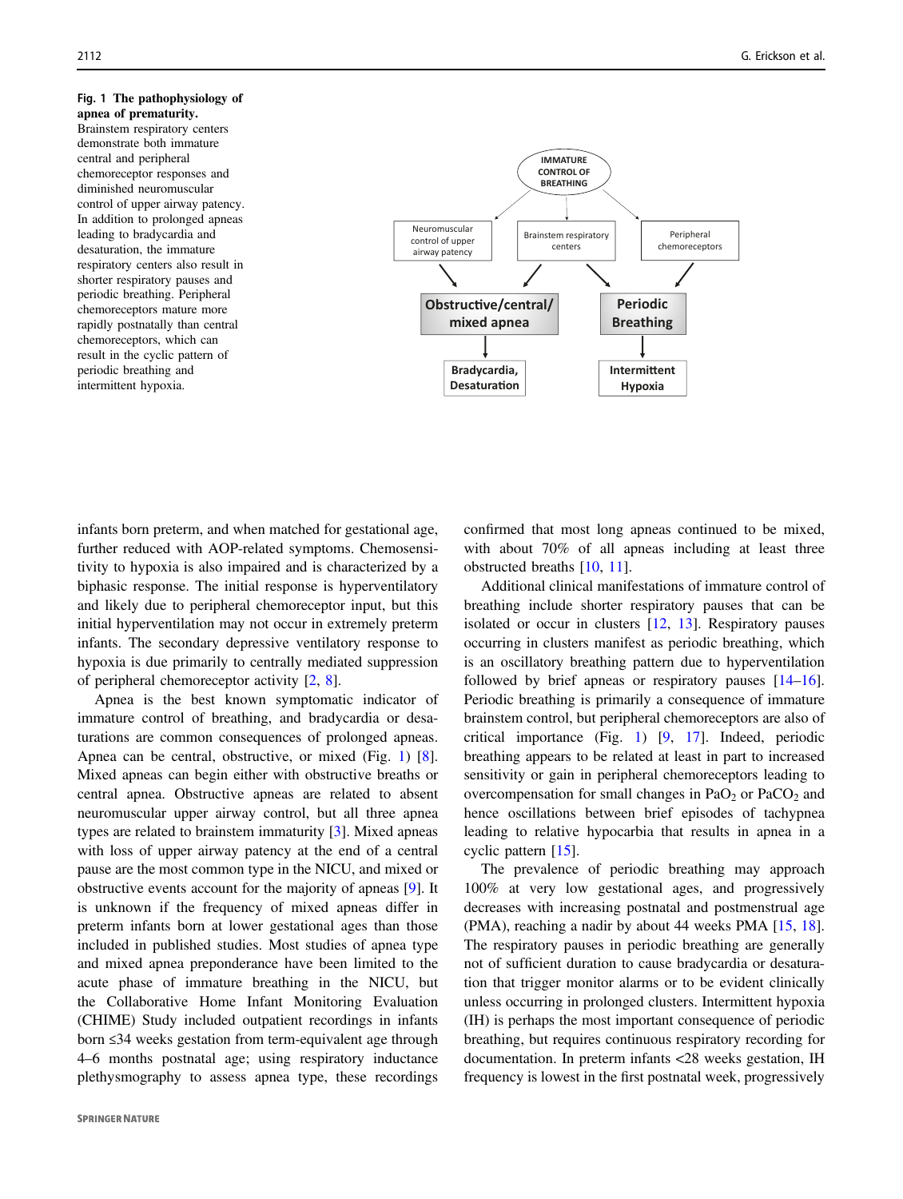**Fig. 1 The pathophysiology of apnea of prematurity.** Brainstem respiratory centers demonstrate both immature central and peripheral chemoreceptor responses and diminished neuromuscular control of upper airway patency. In addition to prolonged apneas leading to bradycardia and desaturation, the immature respiratory centers also result in shorter respiratory pauses and periodic breathing. Peripheral chemoreceptors mature more rapidly postnatally than central chemoreceptors, which can result in the cyclic pattern of periodic breathing and intermittent hypoxia.

infants born preterm, and when matched for gestational age, further reduced with AOP-related symptoms. Chemosensitivity to hypoxia is also impaired and is characterized by a biphasic response. The initial response is hyperventilatory and likely due to peripheral chemoreceptor input, but this initial hyperventilation may not occur in extremely preterm infants. The secondary depressive ventilatory response to hypoxia is due primarily to centrally mediated suppression of peripheral chemoreceptor activity [2, 8].

Apnea is the best known symptomatic indicator of immature control of breathing, and bradycardia or desaturations are common consequences of prolonged apneas. Apnea can be central, obstructive, or mixed (Fig. 1) [8]. Mixed apneas can begin either with obstructive breaths or central apnea. Obstructive apneas are related to absent neuromuscular upper airway control, but all three apnea types are related to brainstem immaturity [3]. Mixed apneas with loss of upper airway patency at the end of a central pause are the most common type in the NICU, and mixed or obstructive events account for the majority of apneas [9]. It is unknown if the frequency of mixed apneas differ in preterm infants born at lower gestational ages than those included in published studies. Most studies of apnea type and mixed apnea preponderance have been limited to the acute phase of immature breathing in the NICU, but the Collaborative Home Infant Monitoring Evaluation (CHIME) Study included outpatient recordings in infants born ≤34 weeks gestation from term-equivalent age through 4–6 months postnatal age; using respiratory inductance plethysmography to assess apnea type, these recordings confirmed that most long apneas continued to be mixed, with about 70% of all apneas including at least three obstructed breaths [10, 11].

Additional clinical manifestations of immature control of breathing include shorter respiratory pauses that can be isolated or occur in clusters [12, 13]. Respiratory pauses occurring in clusters manifest as periodic breathing, which is an oscillatory breathing pattern due to hyperventilation followed by brief apneas or respiratory pauses [14–16]. Periodic breathing is primarily a consequence of immature brainstem control, but peripheral chemoreceptors are also of critical importance (Fig. 1) [9, 17]. Indeed, periodic breathing appears to be related at least in part to increased sensitivity or gain in peripheral chemoreceptors leading to overcompensation for small changes in $PaO_2$ or $PaCO_2$ and hence oscillations between brief episodes of tachypnea leading to relative hypocarbia that results in apnea in a cyclic pattern [15].

The prevalence of periodic breathing may approach 100% at very low gestational ages, and progressively decreases with increasing postnatal and postmenstrual age (PMA), reaching a nadir by about 44 weeks PMA [15, 18]. The respiratory pauses in periodic breathing are generally not of sufficient duration to cause bradycardia or desaturation that trigger monitor alarms or to be evident clinically unless occurring in prolonged clusters. Intermittent hypoxia (IH) is perhaps the most important consequence of periodic breathing, but requires continuous respiratory recording for documentation. In preterm infants <28 weeks gestation, IH frequency is lowest in the first postnatal week, progressively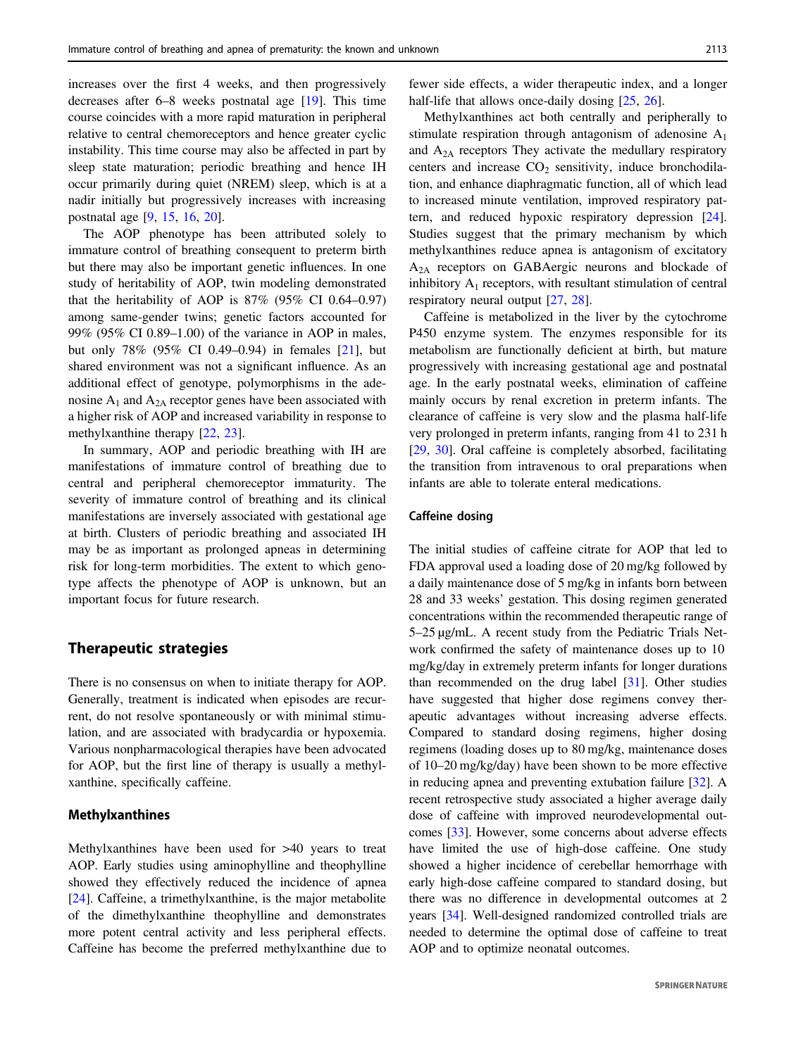increases over the first 4 weeks, and then progressively decreases after 6–8 weeks postnatal age [19]. This time course coincides with a more rapid maturation in peripheral relative to central chemoreceptors and hence greater cyclic instability. This time course may also be affected in part by sleep state maturation; periodic breathing and hence IH occur primarily during quiet (NREM) sleep, which is at a nadir initially but progressively increases with increasing postnatal age [9, 15, 16, 20].

The AOP phenotype has been attributed solely to immature control of breathing consequent to preterm birth but there may also be important genetic influences. In one study of heritability of AOP, twin modeling demonstrated that the heritability of AOP is 87% (95% CI 0.64–0.97) among same-gender twins; genetic factors accounted for 99% (95% CI 0.89–1.00) of the variance in AOP in males, but only 78% (95% CI 0.49–0.94) in females [21], but shared environment was not a significant influence. As an additional effect of genotype, polymorphisms in the adenosine $A_1$ and $A_{2A}$ receptor genes have been associated with a higher risk of AOP and increased variability in response to methylxanthine therapy [22, 23].

In summary, AOP and periodic breathing with IH are manifestations of immature control of breathing due to central and peripheral chemoreceptor immaturity. The severity of immature control of breathing and its clinical manifestations are inversely associated with gestational age at birth. Clusters of periodic breathing and associated IH may be as important as prolonged apneas in determining risk for long-term morbidities. The extent to which genotype affects the phenotype of AOP is unknown, but an important focus for future research.

## Therapeutic strategies

There is no consensus on when to initiate therapy for AOP. Generally, treatment is indicated when episodes are recurrent, do not resolve spontaneously or with minimal stimulation, and are associated with bradycardia or hypoxemia. Various nonpharmacological therapies have been advocated for AOP, but the first line of therapy is usually a methylxanthine, specifically caffeine.

### Methylxanthines

Methylxanthines have been used for >40 years to treat AOP. Early studies using aminophylline and theophylline showed they effectively reduced the incidence of apnea [24]. Caffeine, a trimethylxanthine, is the major metabolite of the dimethylxanthine theophylline and demonstrates more potent central activity and less peripheral effects. Caffeine has become the preferred methylxanthine due to fewer side effects, a wider therapeutic index, and a longer half-life that allows once-daily dosing [25, 26].

Methylxanthines act both centrally and peripherally to stimulate respiration through antagonism of adenosine $A_1$ and $A_{2A}$ receptors They activate the medullary respiratory centers and increase $CO_2$ sensitivity, induce bronchodilation, and enhance diaphragmatic function, all of which lead to increased minute ventilation, improved respiratory pattern, and reduced hypoxic respiratory depression [24]. Studies suggest that the primary mechanism by which methylxanthines reduce apnea is antagonism of excitatory $A_{2A}$ receptors on GABAergic neurons and blockade of inhibitory $A_1$ receptors, with resultant stimulation of central respiratory neural output [27, 28].

Caffeine is metabolized in the liver by the cytochrome P450 enzyme system. The enzymes responsible for its metabolism are functionally deficient at birth, but mature progressively with increasing gestational age and postnatal age. In the early postnatal weeks, elimination of caffeine mainly occurs by renal excretion in preterm infants. The clearance of caffeine is very slow and the plasma half-life very prolonged in preterm infants, ranging from 41 to 231 h [29, 30]. Oral caffeine is completely absorbed, facilitating the transition from intravenous to oral preparations when infants are able to tolerate enteral medications.

### Caffeine dosing

The initial studies of caffeine citrate for AOP that led to FDA approval used a loading dose of 20 mg/kg followed by a daily maintenance dose of 5 mg/kg in infants born between 28 and 33 weeks' gestation. This dosing regimen generated concentrations within the recommended therapeutic range of 5–25 μg/mL. A recent study from the Pediatric Trials Network confirmed the safety of maintenance doses up to 10 mg/kg/day in extremely preterm infants for longer durations than recommended on the drug label [31]. Other studies have suggested that higher dose regimens convey therapeutic advantages without increasing adverse effects. Compared to standard dosing regimens, higher dosing regimens (loading doses up to 80 mg/kg, maintenance doses of 10–20 mg/kg/day) have been shown to be more effective in reducing apnea and preventing extubation failure [32]. A recent retrospective study associated a higher average daily dose of caffeine with improved neurodevelopmental outcomes [33]. However, some concerns about adverse effects have limited the use of high-dose caffeine. One study showed a higher incidence of cerebellar hemorrhage with early high-dose caffeine compared to standard dosing, but there was no difference in developmental outcomes at 2 years [34]. Well-designed randomized controlled trials are needed to determine the optimal dose of caffeine to treat AOP and to optimize neonatal outcomes.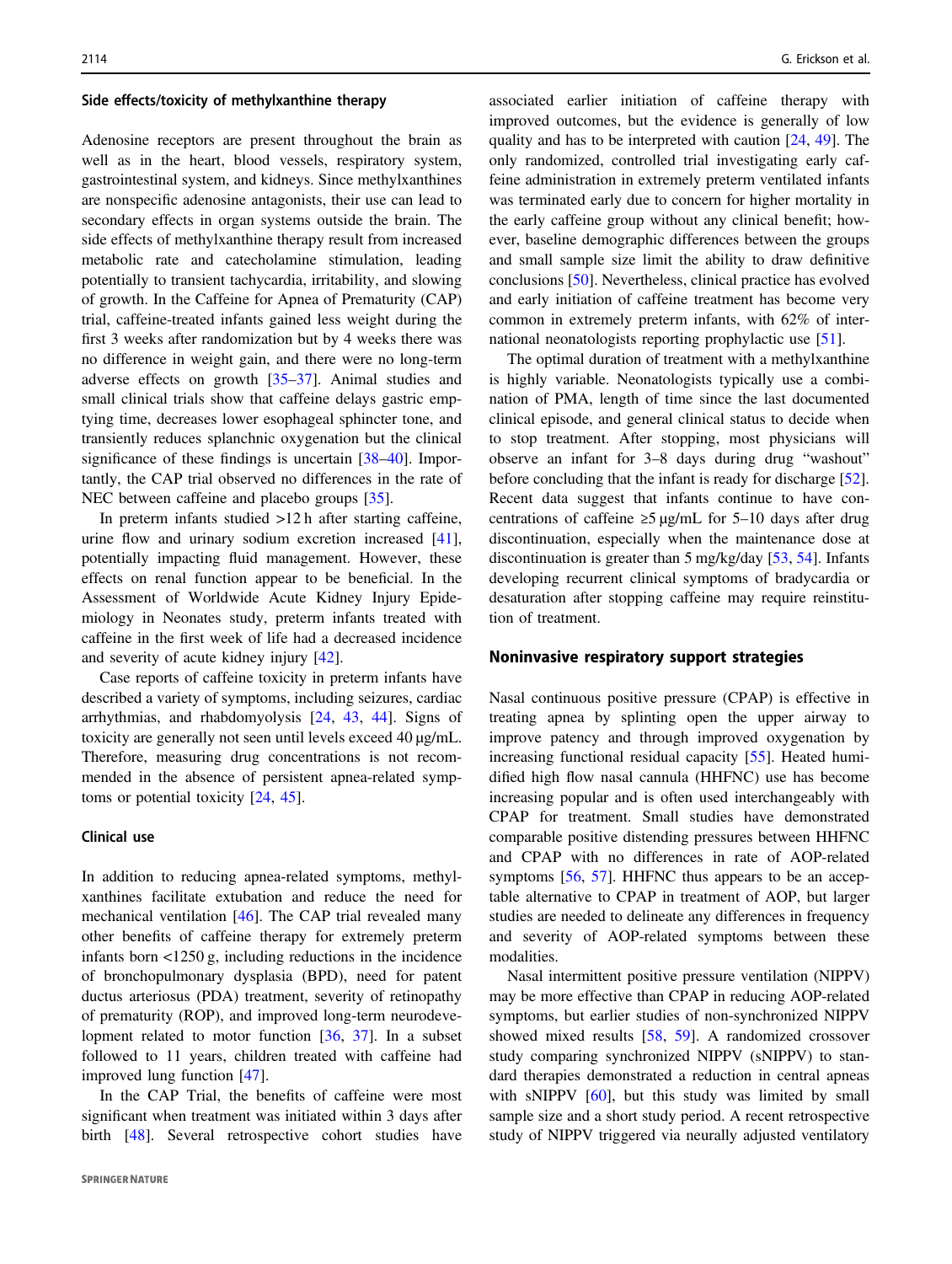### Side effects/toxicity of methylxanthine therapy

Adenosine receptors are present throughout the brain as well as in the heart, blood vessels, respiratory system, gastrointestinal system, and kidneys. Since methylxanthines are nonspecific adenosine antagonists, their use can lead to secondary effects in organ systems outside the brain. The side effects of methylxanthine therapy result from increased metabolic rate and catecholamine stimulation, leading potentially to transient tachycardia, irritability, and slowing of growth. In the Caffeine for Apnea of Prematurity (CAP) trial, caffeine-treated infants gained less weight during the first 3 weeks after randomization but by 4 weeks there was no difference in weight gain, and there were no long-term adverse effects on growth [35–37]. Animal studies and small clinical trials show that caffeine delays gastric emptying time, decreases lower esophageal sphincter tone, and transiently reduces splanchnic oxygenation but the clinical significance of these findings is uncertain [38–40]. Importantly, the CAP trial observed no differences in the rate of NEC between caffeine and placebo groups [35].

In preterm infants studied >12 h after starting caffeine, urine flow and urinary sodium excretion increased [41], potentially impacting fluid management. However, these effects on renal function appear to be beneficial. In the Assessment of Worldwide Acute Kidney Injury Epidemiology in Neonates study, preterm infants treated with caffeine in the first week of life had a decreased incidence and severity of acute kidney injury [42].

Case reports of caffeine toxicity in preterm infants have described a variety of symptoms, including seizures, cardiac arrhythmias, and rhabdomyolysis [24, 43, 44]. Signs of toxicity are generally not seen until levels exceed 40 μg/mL. Therefore, measuring drug concentrations is not recommended in the absence of persistent apnea-related symptoms or potential toxicity [24, 45].

### Clinical use

In addition to reducing apnea-related symptoms, methylxanthines facilitate extubation and reduce the need for mechanical ventilation [46]. The CAP trial revealed many other benefits of caffeine therapy for extremely preterm infants born <1250 g, including reductions in the incidence of bronchopulmonary dysplasia (BPD), need for patent ductus arteriosus (PDA) treatment, severity of retinopathy of prematurity (ROP), and improved long-term neurodevelopment related to motor function [36, 37]. In a subset followed to 11 years, children treated with caffeine had improved lung function [47].

In the CAP Trial, the benefits of caffeine were most significant when treatment was initiated within 3 days after birth [48]. Several retrospective cohort studies have associated earlier initiation of caffeine therapy with improved outcomes, but the evidence is generally of low quality and has to be interpreted with caution [24, 49]. The only randomized, controlled trial investigating early caffeine administration in extremely preterm ventilated infants was terminated early due to concern for higher mortality in the early caffeine group without any clinical benefit; however, baseline demographic differences between the groups and small sample size limit the ability to draw definitive conclusions [50]. Nevertheless, clinical practice has evolved and early initiation of caffeine treatment has become very common in extremely preterm infants, with 62% of international neonatologists reporting prophylactic use [51].

The optimal duration of treatment with a methylxanthine is highly variable. Neonatologists typically use a combination of PMA, length of time since the last documented clinical episode, and general clinical status to decide when to stop treatment. After stopping, most physicians will observe an infant for 3–8 days during drug "washout" before concluding that the infant is ready for discharge [52]. Recent data suggest that infants continue to have concentrations of caffeine ≥5 μg/mL for 5–10 days after drug discontinuation, especially when the maintenance dose at discontinuation is greater than 5 mg/kg/day [53, 54]. Infants developing recurrent clinical symptoms of bradycardia or desaturation after stopping caffeine may require reinstitution of treatment.

## Noninvasive respiratory support strategies

Nasal continuous positive pressure (CPAP) is effective in treating apnea by splinting open the upper airway to improve patency and through improved oxygenation by increasing functional residual capacity [55]. Heated humidified high flow nasal cannula (HHFNC) use has become increasing popular and is often used interchangeably with CPAP for treatment. Small studies have demonstrated comparable positive distending pressures between HHFNC and CPAP with no differences in rate of AOP-related symptoms [56, 57]. HHFNC thus appears to be an acceptable alternative to CPAP in treatment of AOP, but larger studies are needed to delineate any differences in frequency and severity of AOP-related symptoms between these modalities.

Nasal intermittent positive pressure ventilation (NIPPV) may be more effective than CPAP in reducing AOP-related symptoms, but earlier studies of non-synchronized NIPPV showed mixed results [58, 59]. A randomized crossover study comparing synchronized NIPPV (sNIPPV) to standard therapies demonstrated a reduction in central apneas with sNIPPV [60], but this study was limited by small sample size and a short study period. A recent retrospective study of NIPPV triggered via neurally adjusted ventilatory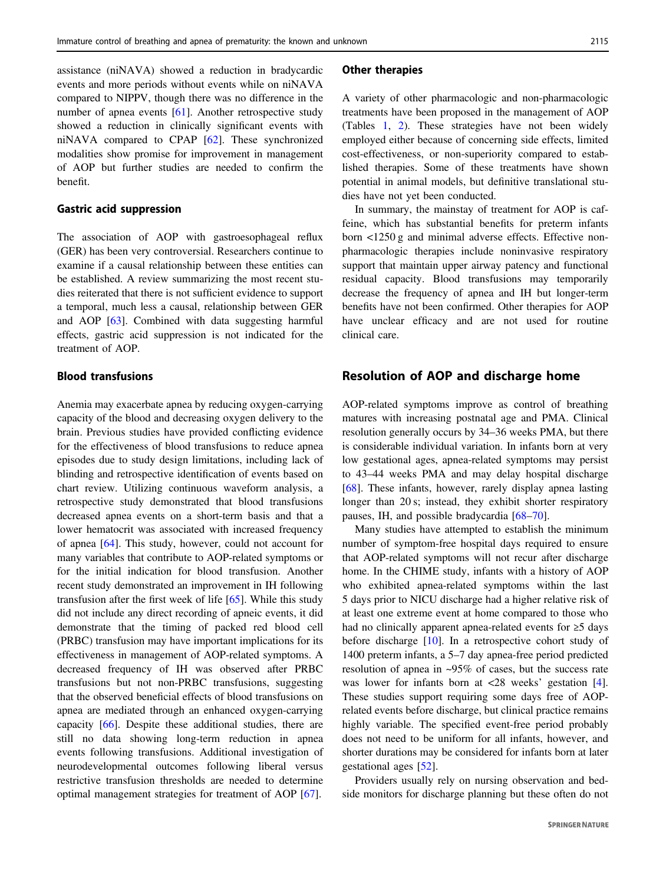assistance (niNAVA) showed a reduction in bradycardic events and more periods without events while on niNAVA compared to NIPPV, though there was no difference in the number of apnea events [61]. Another retrospective study showed a reduction in clinically significant events with niNAVA compared to CPAP [62]. These synchronized modalities show promise for improvement in management of AOP but further studies are needed to confirm the benefit.

### Gastric acid suppression

The association of AOP with gastroesophageal reflux (GER) has been very controversial. Researchers continue to examine if a causal relationship between these entities can be established. A review summarizing the most recent studies reiterated that there is not sufficient evidence to support a temporal, much less a causal, relationship between GER and AOP [63]. Combined with data suggesting harmful effects, gastric acid suppression is not indicated for the treatment of AOP.

### Blood transfusions

Anemia may exacerbate apnea by reducing oxygen-carrying capacity of the blood and decreasing oxygen delivery to the brain. Previous studies have provided conflicting evidence for the effectiveness of blood transfusions to reduce apnea episodes due to study design limitations, including lack of blinding and retrospective identification of events based on chart review. Utilizing continuous waveform analysis, a retrospective study demonstrated that blood transfusions decreased apnea events on a short-term basis and that a lower hematocrit was associated with increased frequency of apnea [64]. This study, however, could not account for many variables that contribute to AOP-related symptoms or for the initial indication for blood transfusion. Another recent study demonstrated an improvement in IH following transfusion after the first week of life [65]. While this study did not include any direct recording of apneic events, it did demonstrate that the timing of packed red blood cell (PRBC) transfusion may have important implications for its effectiveness in management of AOP-related symptoms. A decreased frequency of IH was observed after PRBC transfusions but not non-PRBC transfusions, suggesting that the observed beneficial effects of blood transfusions on apnea are mediated through an enhanced oxygen-carrying capacity [66]. Despite these additional studies, there are still no data showing long-term reduction in apnea events following transfusions. Additional investigation of neurodevelopmental outcomes following liberal versus restrictive transfusion thresholds are needed to determine optimal management strategies for treatment of AOP [67].

### Other therapies

A variety of other pharmacologic and non-pharmacologic treatments have been proposed in the management of AOP (Tables 1, 2). These strategies have not been widely employed either because of concerning side effects, limited cost-effectiveness, or non-superiority compared to established therapies. Some of these treatments have shown potential in animal models, but definitive translational studies have not yet been conducted.

In summary, the mainstay of treatment for AOP is caffeine, which has substantial benefits for preterm infants born <1250 g and minimal adverse effects. Effective non-pharmacologic therapies include noninvasive respiratory support that maintain upper airway patency and functional residual capacity. Blood transfusions may temporarily decrease the frequency of apnea and IH but longer-term benefits have not been confirmed. Other therapies for AOP have unclear efficacy and are not used for routine clinical care.

## Resolution of AOP and discharge home

AOP-related symptoms improve as control of breathing matures with increasing postnatal age and PMA. Clinical resolution generally occurs by 34–36 weeks PMA, but there is considerable individual variation. In infants born at very low gestational ages, apnea-related symptoms may persist to 43–44 weeks PMA and may delay hospital discharge [68]. These infants, however, rarely display apnea lasting longer than 20 s; instead, they exhibit shorter respiratory pauses, IH, and possible bradycardia [68–70].

Many studies have attempted to establish the minimum number of symptom-free hospital days required to ensure that AOP-related symptoms will not recur after discharge home. In the CHIME study, infants with a history of AOP who exhibited apnea-related symptoms within the last 5 days prior to NICU discharge had a higher relative risk of at least one extreme event at home compared to those who had no clinically apparent apnea-related events for ≥5 days before discharge [10]. In a retrospective cohort study of 1400 preterm infants, a 5–7 day apnea-free period predicted resolution of apnea in ~95% of cases, but the success rate was lower for infants born at <28 weeks' gestation [4]. These studies support requiring some days free of AOP-related events before discharge, but clinical practice remains highly variable. The specified event-free period probably does not need to be uniform for all infants, however, and shorter durations may be considered for infants born at later gestational ages [52].

Providers usually rely on nursing observation and bedside monitors for discharge planning but these often do not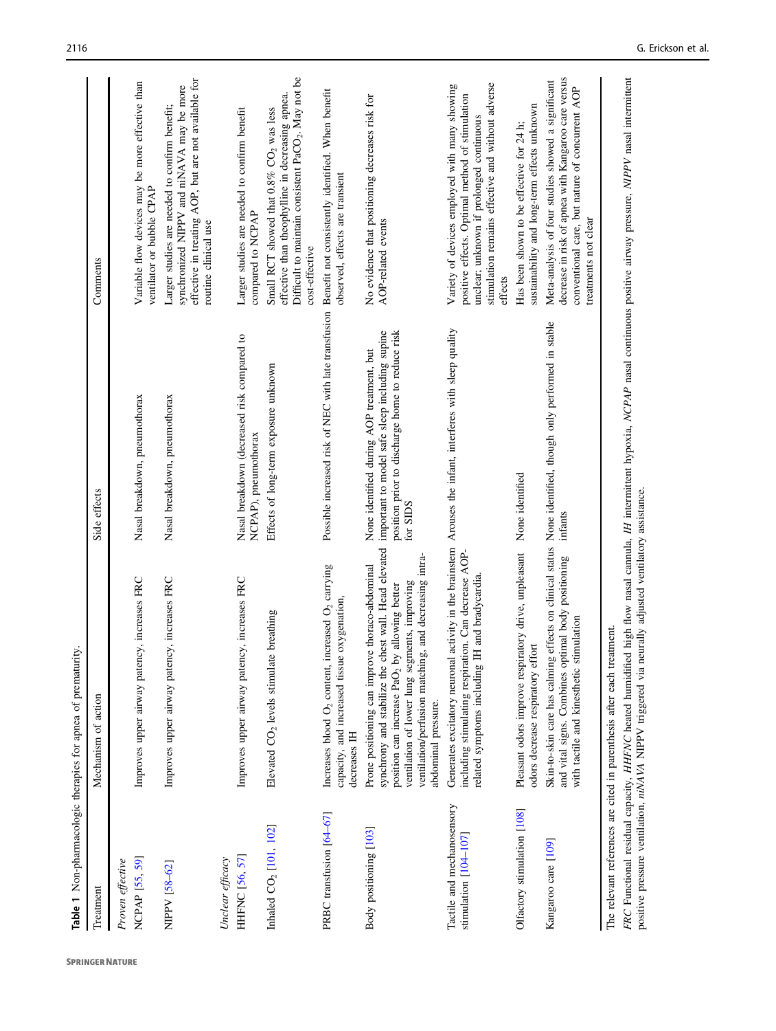**Table 1** Non-pharmacologic therapies for apnea of prematurity.

| Treatment | Mechanism of action | Side effects | Comments |
|---|---|---|---|
| *Proven effective* | | | |
| NCPAP [55, 59] | Improves upper airway patency, increases FRC | Nasal breakdown, pneumothorax | Variable flow devices may be more effective than ventilator or bubble CPAP |
| NIPPV [58–62] | Improves upper airway patency, increases FRC | Nasal breakdown, pneumothorax | Larger studies are needed to confirm benefit; synchronized NIPPV and niNAVA may be more effective in treating AOP, but are not available for routine clinical use |
| *Unclear efficacy* | | | |
| HHFNC [56, 57] | Improves upper airway patency, increases FRC | Nasal breakdown (decreased risk compared to NCPAP), pneumothorax | Larger studies are needed to confirm benefit compared to NCPAP |
| Inhaled $CO_2$ [101, 102] | Elevated $CO_2$ levels stimulate breathing | Effects of long-term exposure unknown | Small RCT showed that 0.8% $CO_2$ was less effective than theophylline in decreasing apnea. Difficult to maintain consistent $PaCO_2$. May not be cost-effective |
| PRBC transfusion [64–67] | Increases blood $O_2$ content, increased $O_2$ carrying capacity, and increased tissue oxygenation, decreases IH | Possible increased risk of NEC with late transfusion | Benefit not consistently identified. When benefit observed, effects are transient |
| Body positioning [103] | Prone positioning can improve thoraco-abdominal synchrony and stabilize the chest wall. Head elevated position can increase $PaO_2$ by allowing better ventilation of lower lung segments, improving ventilation/perfusion matching, and decreasing intra-abdominal pressure. | None identified during AOP treatment, but important to model safe sleep including supine position prior to discharge home to reduce risk for SIDS | No evidence that positioning decreases risk for AOP-related events |
| Tactile and mechanosensory stimulation [104–107] | Generates excitatory neuronal activity in the brainstem including stimulating respiration. Can decrease AOP-related symptoms including IH and bradycardia. | Arouses the infant, interferes with sleep quality | Variety of devices employed with many showing positive effects. Optimal method of stimulation unclear; unknown if prolonged continuous stimulation remains effective and without adverse effects |
| Olfactory stimulation [108] | Pleasant odors improve respiratory drive, unpleasant odors decrease respiratory effort | None identified | Has been shown to be effective for 24 h; sustainability and long-term effects unknown |
| Kangaroo care [109] | Skin-to-skin care has calming effects on clinical status and vital signs. Combines optimal body positioning with tactile and kinesthetic stimulation | None identified, though only performed in stable infants | Meta-analysis of four studies showed a significant decrease in risk of apnea with Kangaroo care versus conventional care, but nature of concurrent AOP treatments not clear |

The relevant references are cited in parenthesis after each treatment.

*FRC* Functional residual capacity, *HHFNC* heated humidified high flow nasal cannula, *IH* intermittent hypoxia, *NCPAP* nasal continuous positive airway pressure, *NIPPV* nasal intermittent positive pressure ventilation, *niNAVA* NIPPV triggered via neurally adjusted ventilatory assistance.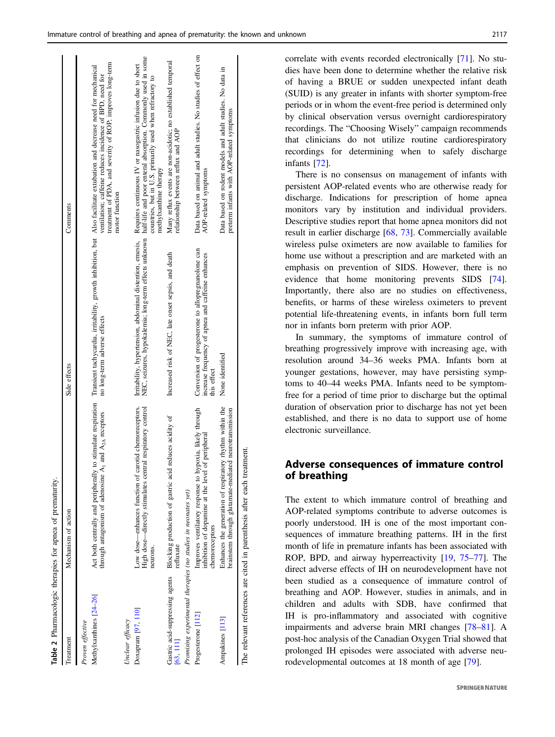**Table 2** Pharmacologic therapies for apnea of prematurity.

| Treatment | Mechanism of action | Side effects | Comments |
|---|---|---|---|
| *Proven effective* | | | |
| Methylxanthines [24–26] | Act both centrally and peripherally to stimulate respiration through antagonism of adenosine $A_1$ and $A_{2A}$ receptors | Transient tachycardia, irritability, growth inhibition, but no long-term adverse effects | Also facilitate extubation and decrease need for mechanical ventilation; caffeine reduces incidence of BPD, need for treatment of PDA, and severity of ROP; improves long-term motor function |
| *Unclear efficacy* | | | |
| Doxapram [97, 110] | Low dose—enhances function of carotid chemoreceptors. High dose—directly stimulates central respiratory control neurons. | Irritability, hypertension, abdominal distention, emesis, NEC, seizures, hypokalemia, long-term effects unknown | Requires continuous IV or nasogastric infusion due to short half-life and poor enteral absorption. Commonly used in some countries, but in U.S. primarily used when refractory to methylxanthine therapy |
| Gastric acid-suppressing agents [63, 111] | Blocking production of gastric acid reduces acidity of refluxate | Increased risk of NEC, late onset sepsis, and death | Many reflux events are non-acidotic; no established temporal relationship between reflux and AOP |
| *Promising experimental therapies (no studies in neonates yet)* | | | |
| Progesterone [112] | Improves ventilatory response to hypoxia, likely through inhibition of dopamine at the level of peripheral chemoreceptors | Conversion of progesterone to allopregnanolone can increase frequency of apnea and caffeine enhances this effect | Data based on animal and adult studies. No studies of effect on AOP-related symptoms |
| Ampakines [113] | Enhances the generation of respiratory rhythm within the brainstem through glutamate-mediated neurotransmission | None identified | Data based on rodent models and adult studies. No data in preterm infants with AOP-related symptoms |

The relevant references are cited in parenthesis after each treatment.

correlate with events recorded electronically [71]. No studies have been done to determine whether the relative risk of having a BRUE or sudden unexpected infant death (SUID) is any greater in infants with shorter symptom-free periods or in whom the event-free period is determined only by clinical observation versus overnight cardiorespiratory recordings. The "Choosing Wisely" campaign recommends that clinicians do not utilize routine cardiorespiratory recordings for determining when to safely discharge infants [72].

There is no consensus on management of infants with persistent AOP-related events who are otherwise ready for discharge. Indications for prescription of home apnea monitors vary by institution and individual providers. Descriptive studies report that home apnea monitors did not result in earlier discharge [68, 73]. Commercially available wireless pulse oximeters are now available to families for home use without a prescription and are marketed with an emphasis on prevention of SIDS. However, there is no evidence that home monitoring prevents SIDS [74]. Importantly, there also are no studies on effectiveness, benefits, or harms of these wireless oximeters to prevent potential life-threatening events, in infants born full term nor in infants born preterm with prior AOP.

In summary, the symptoms of immature control of breathing progressively improve with increasing age, with resolution around 34–36 weeks PMA. Infants born at younger gestations, however, may have persisting symptoms to 40–44 weeks PMA. Infants need to be symptom-free for a period of time prior to discharge but the optimal duration of observation prior to discharge has not yet been established, and there is no data to support use of home electronic surveillance.

## Adverse consequences of immature control of breathing

The extent to which immature control of breathing and AOP-related symptoms contribute to adverse outcomes is poorly understood. IH is one of the most important consequences of immature breathing patterns. IH in the first month of life in premature infants has been associated with ROP, BPD, and airway hyperreactivity [19, 75–77]. The direct adverse effects of IH on neurodevelopment have not been studied as a consequence of immature control of breathing and AOP. However, studies in animals, and in children and adults with SDB, have confirmed that IH is pro-inflammatory and associated with cognitive impairments and adverse brain MRI changes [78–81]. A post-hoc analysis of the Canadian Oxygen Trial showed that prolonged IH episodes were associated with adverse neurodevelopmental outcomes at 18 month of age [79].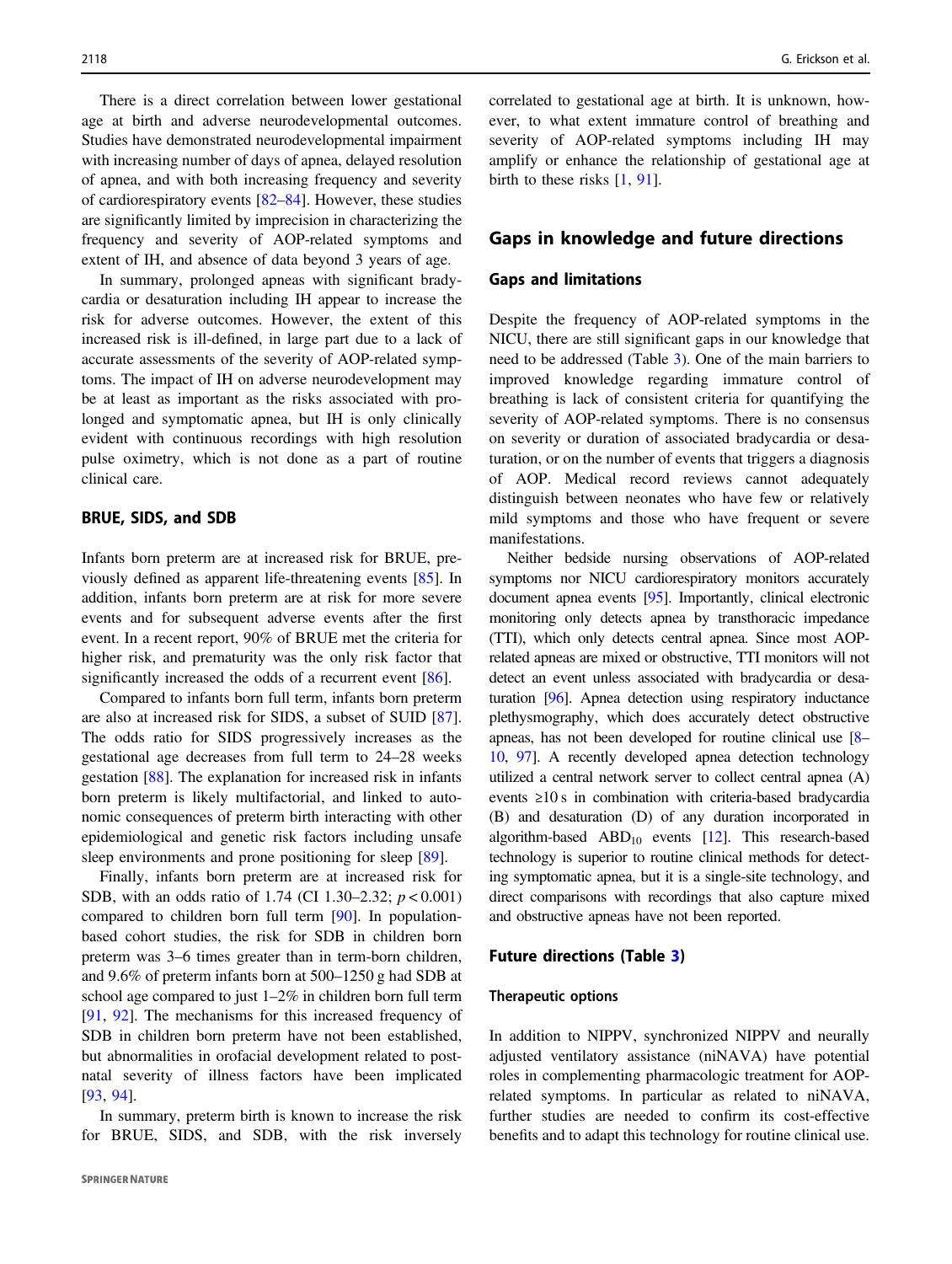There is a direct correlation between lower gestational age at birth and adverse neurodevelopmental outcomes. Studies have demonstrated neurodevelopmental impairment with increasing number of days of apnea, delayed resolution of apnea, and with both increasing frequency and severity of cardiorespiratory events [82–84]. However, these studies are significantly limited by imprecision in characterizing the frequency and severity of AOP-related symptoms and extent of IH, and absence of data beyond 3 years of age.

In summary, prolonged apneas with significant bradycardia or desaturation including IH appear to increase the risk for adverse outcomes. However, the extent of this increased risk is ill-defined, in large part due to a lack of accurate assessments of the severity of AOP-related symptoms. The impact of IH on adverse neurodevelopment may be at least as important as the risks associated with prolonged and symptomatic apnea, but IH is only clinically evident with continuous recordings with high resolution pulse oximetry, which is not done as a part of routine clinical care.

### BRUE, SIDS, and SDB

Infants born preterm are at increased risk for BRUE, previously defined as apparent life-threatening events [85]. In addition, infants born preterm are at risk for more severe events and for subsequent adverse events after the first event. In a recent report, 90% of BRUE met the criteria for higher risk, and prematurity was the only risk factor that significantly increased the odds of a recurrent event [86].

Compared to infants born full term, infants born preterm are also at increased risk for SIDS, a subset of SUID [87]. The odds ratio for SIDS progressively increases as the gestational age decreases from full term to 24–28 weeks gestation [88]. The explanation for increased risk in infants born preterm is likely multifactorial, and linked to autonomic consequences of preterm birth interacting with other epidemiological and genetic risk factors including unsafe sleep environments and prone positioning for sleep [89].

Finally, infants born preterm are at increased risk for SDB, with an odds ratio of 1.74 (CI 1.30–2.32; $p < 0.001$) compared to children born full term [90]. In population-based cohort studies, the risk for SDB in children born preterm was 3–6 times greater than in term-born children, and 9.6% of preterm infants born at 500–1250 g had SDB at school age compared to just 1–2% in children born full term [91, 92]. The mechanisms for this increased frequency of SDB in children born preterm have not been established, but abnormalities in orofacial development related to postnatal severity of illness factors have been implicated [93, 94].

In summary, preterm birth is known to increase the risk for BRUE, SIDS, and SDB, with the risk inversely correlated to gestational age at birth. It is unknown, however, to what extent immature control of breathing and severity of AOP-related symptoms including IH may amplify or enhance the relationship of gestational age at birth to these risks [1, 91].

## Gaps in knowledge and future directions

### Gaps and limitations

Despite the frequency of AOP-related symptoms in the NICU, there are still significant gaps in our knowledge that need to be addressed (Table 3). One of the main barriers to improved knowledge regarding immature control of breathing is lack of consistent criteria for quantifying the severity of AOP-related symptoms. There is no consensus on severity or duration of associated bradycardia or desaturation, or on the number of events that triggers a diagnosis of AOP. Medical record reviews cannot adequately distinguish between neonates who have few or relatively mild symptoms and those who have frequent or severe manifestations.

Neither bedside nursing observations of AOP-related symptoms nor NICU cardiorespiratory monitors accurately document apnea events [95]. Importantly, clinical electronic monitoring only detects apnea by transthoracic impedance (TTI), which only detects central apnea. Since most AOP-related apneas are mixed or obstructive, TTI monitors will not detect an event unless associated with bradycardia or desaturation [96]. Apnea detection using respiratory inductance plethysmography, which does accurately detect obstructive apneas, has not been developed for routine clinical use [8–10, 97]. A recently developed apnea detection technology utilized a central network server to collect central apnea (A) events ≥10 s in combination with criteria-based bradycardia (B) and desaturation (D) of any duration incorporated in algorithm-based $ABD_{10}$ events [12]. This research-based technology is superior to routine clinical methods for detecting symptomatic apnea, but it is a single-site technology, and direct comparisons with recordings that also capture mixed and obstructive apneas have not been reported.

### Future directions (Table 3)

#### Therapeutic options

In addition to NIPPV, synchronized NIPPV and neurally adjusted ventilatory assistance (niNAVA) have potential roles in complementing pharmacologic treatment for AOP-related symptoms. In particular as related to niNAVA, further studies are needed to confirm its cost-effective benefits and to adapt this technology for routine clinical use.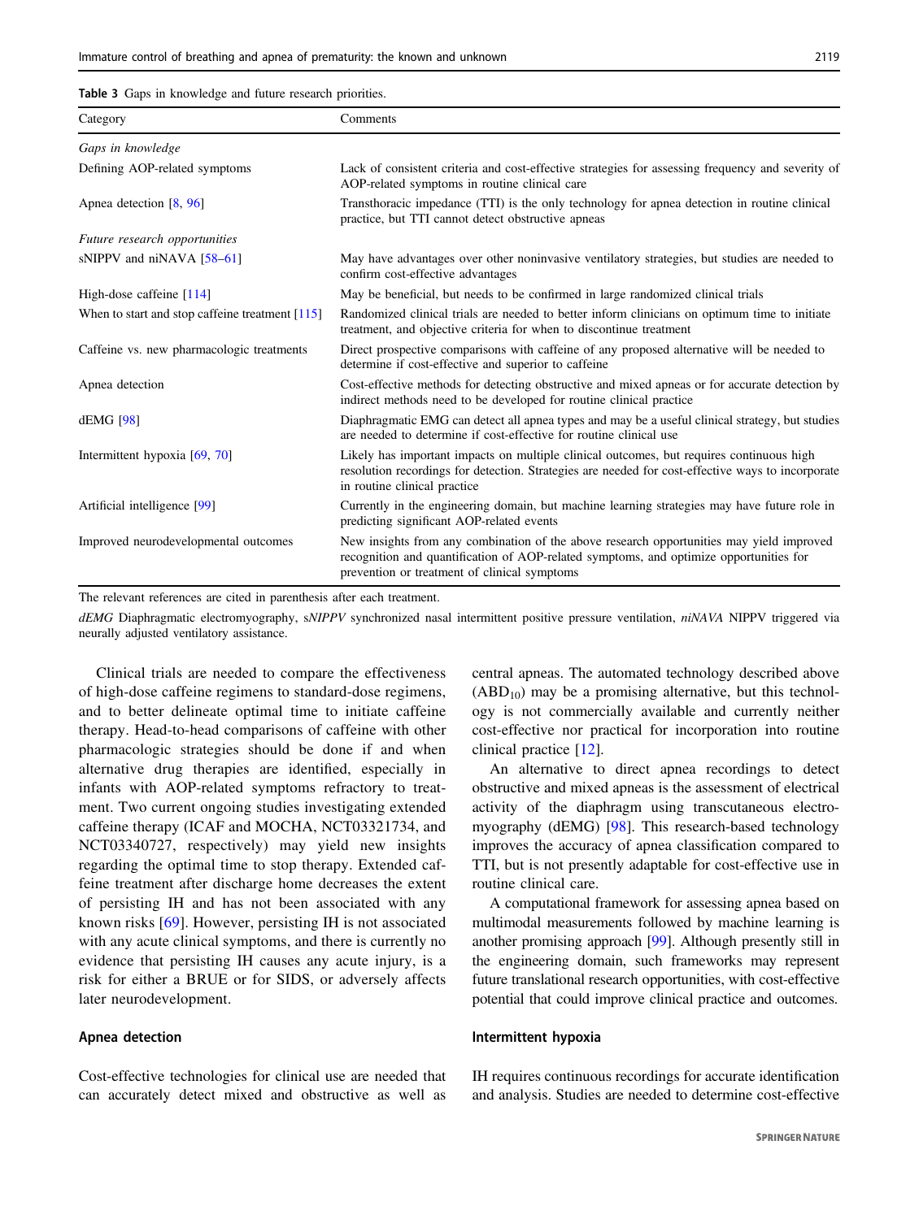**Table 3** Gaps in knowledge and future research priorities.

| Category | Comments |
| --- | --- |
| *Gaps in knowledge* | |
| Defining AOP-related symptoms | Lack of consistent criteria and cost-effective strategies for assessing frequency and severity of AOP-related symptoms in routine clinical care |
| Apnea detection [8, 96] | Transthoracic impedance (TTI) is the only technology for apnea detection in routine clinical practice, but TTI cannot detect obstructive apneas |
| *Future research opportunities* | |
| sNIPPV and niNAVA [58–61] | May have advantages over other noninvasive ventilatory strategies, but studies are needed to confirm cost-effective advantages |
| High-dose caffeine [114] | May be beneficial, but needs to be confirmed in large randomized clinical trials |
| When to start and stop caffeine treatment [115] | Randomized clinical trials are needed to better inform clinicians on optimum time to initiate treatment, and objective criteria for when to discontinue treatment |
| Caffeine vs. new pharmacologic treatments | Direct prospective comparisons with caffeine of any proposed alternative will be needed to determine if cost-effective and superior to caffeine |
| Apnea detection | Cost-effective methods for detecting obstructive and mixed apneas or for accurate detection by indirect methods need to be developed for routine clinical practice |
| dEMG [98] | Diaphragmatic EMG can detect all apnea types and may be a useful clinical strategy, but studies are needed to determine if cost-effective for routine clinical use |
| Intermittent hypoxia [69, 70] | Likely has important impacts on multiple clinical outcomes, but requires continuous high resolution recordings for detection. Strategies are needed for cost-effective ways to incorporate in routine clinical practice |
| Artificial intelligence [99] | Currently in the engineering domain, but machine learning strategies may have future role in predicting significant AOP-related events |
| Improved neurodevelopmental outcomes | New insights from any combination of the above research opportunities may yield improved recognition and quantification of AOP-related symptoms, and optimize opportunities for prevention or treatment of clinical symptoms |

The relevant references are cited in parenthesis after each treatment.

*dEMG* Diaphragmatic electromyography, *sNIPPV* synchronized nasal intermittent positive pressure ventilation, *niNAVA* NIPPV triggered via neurally adjusted ventilatory assistance.

Clinical trials are needed to compare the effectiveness of high-dose caffeine regimens to standard-dose regimens, and to better delineate optimal time to initiate caffeine therapy. Head-to-head comparisons of caffeine with other pharmacologic strategies should be done if and when alternative drug therapies are identified, especially in infants with AOP-related symptoms refractory to treatment. Two current ongoing studies investigating extended caffeine therapy (ICAF and MOCHA, NCT03321734, and NCT03340727, respectively) may yield new insights regarding the optimal time to stop therapy. Extended caffeine treatment after discharge home decreases the extent of persisting IH and has not been associated with any known risks [69]. However, persisting IH is not associated with any acute clinical symptoms, and there is currently no evidence that persisting IH causes any acute injury, is a risk for either a BRUE or for SIDS, or adversely affects later neurodevelopment.

### Apnea detection

Cost-effective technologies for clinical use are needed that can accurately detect mixed and obstructive as well as central apneas. The automated technology described above ($ABD_{10}$) may be a promising alternative, but this technology is not commercially available and currently neither cost-effective nor practical for incorporation into routine clinical practice [12].

An alternative to direct apnea recordings to detect obstructive and mixed apneas is the assessment of electrical activity of the diaphragm using transcutaneous electromyography (dEMG) [98]. This research-based technology improves the accuracy of apnea classification compared to TTI, but is not presently adaptable for cost-effective use in routine clinical care.

A computational framework for assessing apnea based on multimodal measurements followed by machine learning is another promising approach [99]. Although presently still in the engineering domain, such frameworks may represent future translational research opportunities, with cost-effective potential that could improve clinical practice and outcomes.

### Intermittent hypoxia

IH requires continuous recordings for accurate identification and analysis. Studies are needed to determine cost-effective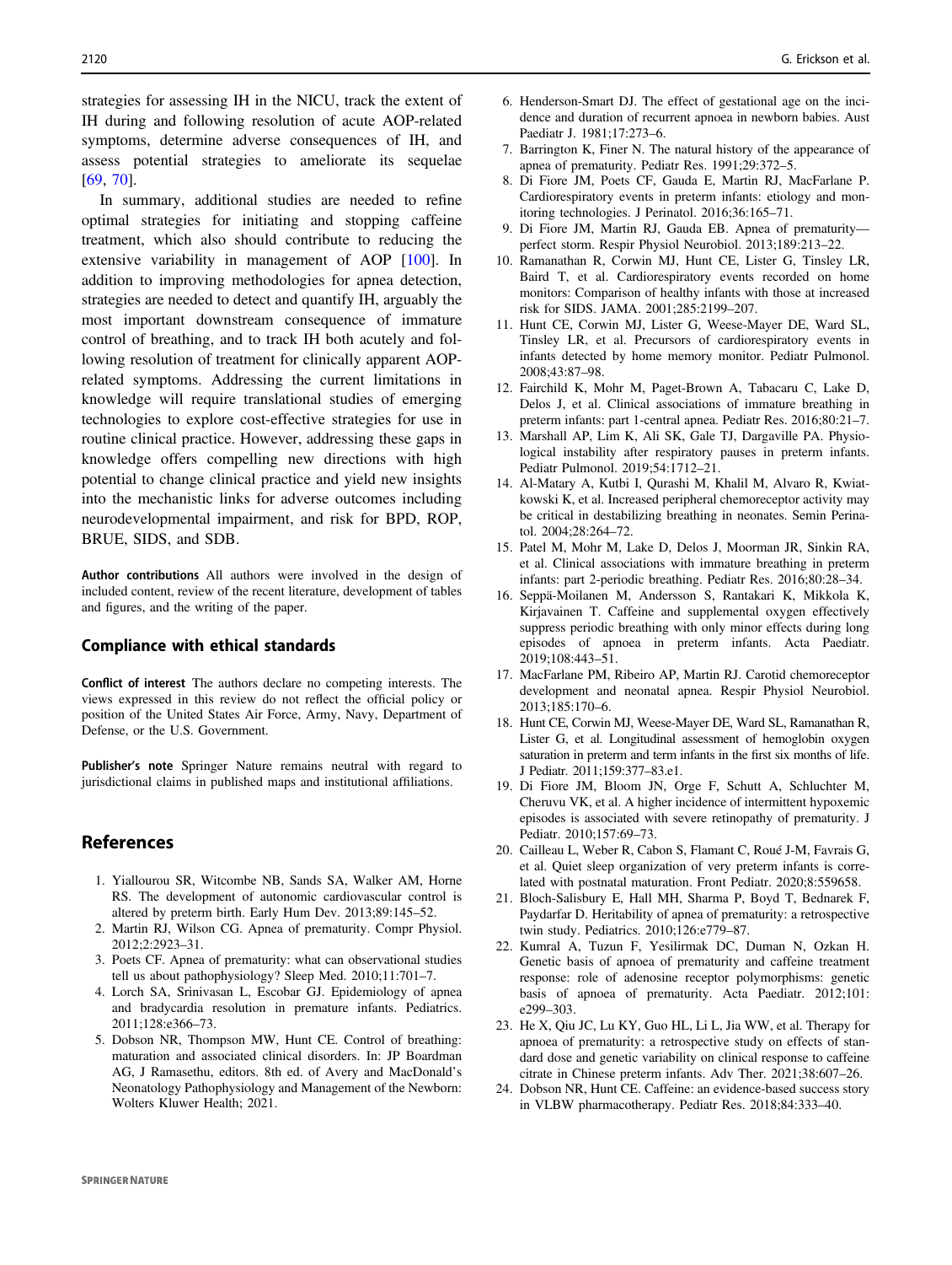strategies for assessing IH in the NICU, track the extent of IH during and following resolution of acute AOP-related symptoms, determine adverse consequences of IH, and assess potential strategies to ameliorate its sequelae [69, 70].

In summary, additional studies are needed to refine optimal strategies for initiating and stopping caffeine treatment, which also should contribute to reducing the extensive variability in management of AOP [100]. In addition to improving methodologies for apnea detection, strategies are needed to detect and quantify IH, arguably the most important downstream consequence of immature control of breathing, and to track IH both acutely and following resolution of treatment for clinically apparent AOP-related symptoms. Addressing the current limitations in knowledge will require translational studies of emerging technologies to explore cost-effective strategies for use in routine clinical practice. However, addressing these gaps in knowledge offers compelling new directions with high potential to change clinical practice and yield new insights into the mechanistic links for adverse outcomes including neurodevelopmental impairment, and risk for BPD, ROP, BRUE, SIDS, and SDB.

**Author contributions** All authors were involved in the design of included content, review of the recent literature, development of tables and figures, and the writing of the paper.

### Compliance with ethical standards

**Conflict of interest** The authors declare no competing interests. The views expressed in this review do not reflect the official policy or position of the United States Air Force, Army, Navy, Department of Defense, or the U.S. Government.

**Publisher's note** Springer Nature remains neutral with regard to jurisdictional claims in published maps and institutional affiliations.

## References

1. Yiallourou SR, Witcombe NB, Sands SA, Walker AM, Horne RS. The development of autonomic cardiovascular control is altered by preterm birth. Early Hum Dev. 2013;89:145–52.
2. Martin RJ, Wilson CG. Apnea of prematurity. Compr Physiol. 2012;2:2923–31.
3. Poets CF. Apnea of prematurity: what can observational studies tell us about pathophysiology? Sleep Med. 2010;11:701–7.
4. Lorch SA, Srinivasan L, Escobar GJ. Epidemiology of apnea and bradycardia resolution in premature infants. Pediatrics. 2011;128:e366–73.
5. Dobson NR, Thompson MW, Hunt CE. Control of breathing: maturation and associated clinical disorders. In: JP Boardman AG, J Ramasethu, editors. 8th ed. of Avery and MacDonald's Neonatology Pathophysiology and Management of the Newborn: Wolters Kluwer Health; 2021.
6. Henderson-Smart DJ. The effect of gestational age on the incidence and duration of recurrent apnoea in newborn babies. Aust Paediatr J. 1981;17:273–6.
7. Barrington K, Finer N. The natural history of the appearance of apnea of prematurity. Pediatr Res. 1991;29:372–5.
8. Di Fiore JM, Poets CF, Gauda E, Martin RJ, MacFarlane P. Cardiorespiratory events in preterm infants: etiology and monitoring technologies. J Perinatol. 2016;36:165–71.
9. Di Fiore JM, Martin RJ, Gauda EB. Apnea of prematurity—perfect storm. Respir Physiol Neurobiol. 2013;189:213–22.
10. Ramanathan R, Corwin MJ, Hunt CE, Lister G, Tinsley LR, Baird T, et al. Cardiorespiratory events recorded on home monitors: Comparison of healthy infants with those at increased risk for SIDS. JAMA. 2001;285:2199–207.
11. Hunt CE, Corwin MJ, Lister G, Weese-Mayer DE, Ward SL, Tinsley LR, et al. Precursors of cardiorespiratory events in infants detected by home memory monitor. Pediatr Pulmonol. 2008;43:87–98.
12. Fairchild K, Mohr M, Paget-Brown A, Tabacaru C, Lake D, Delos J, et al. Clinical associations of immature breathing in preterm infants: part 1-central apnea. Pediatr Res. 2016;80:21–7.
13. Marshall AP, Lim K, Ali SK, Gale TJ, Dargaville PA. Physiological instability after respiratory pauses in preterm infants. Pediatr Pulmonol. 2019;54:1712–21.
14. Al-Matary A, Kutbi I, Qurashi M, Khalil M, Alvaro R, Kwiatkowski K, et al. Increased peripheral chemoreceptor activity may be critical in destabilizing breathing in neonates. Semin Perinatol. 2004;28:264–72.
15. Patel M, Mohr M, Lake D, Delos J, Moorman JR, Sinkin RA, et al. Clinical associations with immature breathing in preterm infants: part 2-periodic breathing. Pediatr Res. 2016;80:28–34.
16. Seppä-Moilanen M, Andersson S, Rantakari K, Mikkola K, Kirjavainen T. Caffeine and supplemental oxygen effectively suppress periodic breathing with only minor effects during long episodes of apnoea in preterm infants. Acta Paediatr. 2019;108:443–51.
17. MacFarlane PM, Ribeiro AP, Martin RJ. Carotid chemoreceptor development and neonatal apnea. Respir Physiol Neurobiol. 2013;185:170–6.
18. Hunt CE, Corwin MJ, Weese-Mayer DE, Ward SL, Ramanathan R, Lister G, et al. Longitudinal assessment of hemoglobin oxygen saturation in preterm and term infants in the first six months of life. J Pediatr. 2011;159:377–83.e1.
19. Di Fiore JM, Bloom JN, Orge F, Schutt A, Schluchter M, Cheruvu VK, et al. A higher incidence of intermittent hypoxemic episodes is associated with severe retinopathy of prematurity. J Pediatr. 2010;157:69–73.
20. Cailleau L, Weber R, Cabon S, Flamant C, Roué J-M, Favrais G, et al. Quiet sleep organization of very preterm infants is correlated with postnatal maturation. Front Pediatr. 2020;8:559658.
21. Bloch-Salisbury E, Hall MH, Sharma P, Boyd T, Bednarek F, Paydarfar D. Heritability of apnea of prematurity: a retrospective twin study. Pediatrics. 2010;126:e779–87.
22. Kumral A, Tuzun F, Yesilirmak DC, Duman N, Ozkan H. Genetic basis of apnoea of prematurity and caffeine treatment response: role of adenosine receptor polymorphisms: genetic basis of apnoea of prematurity. Acta Paediatr. 2012;101:e299–303.
23. He X, Qiu JC, Lu KY, Guo HL, Li L, Jia WW, et al. Therapy for apnoea of prematurity: a retrospective study on effects of standard dose and genetic variability on clinical response to caffeine citrate in Chinese preterm infants. Adv Ther. 2021;38:607–26.
24. Dobson NR, Hunt CE. Caffeine: an evidence-based success story in VLBW pharmacotherapy. Pediatr Res. 2018;84:333–40.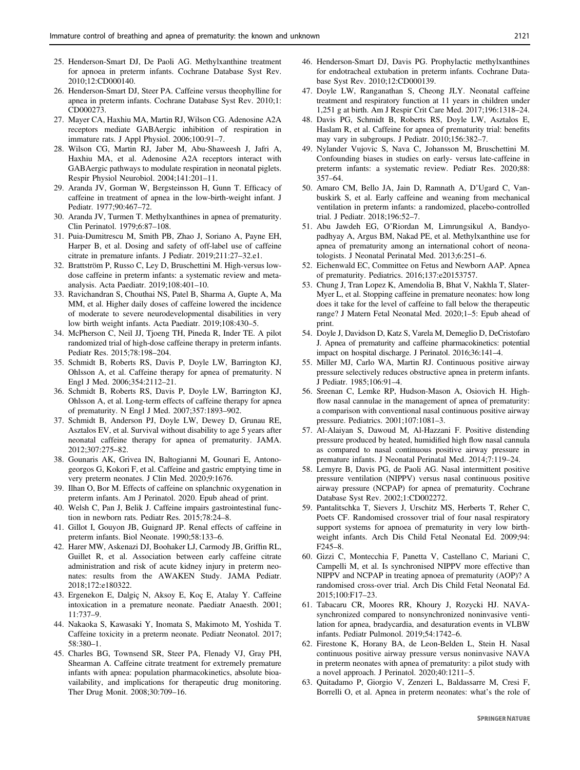25. Henderson-Smart DJ, De Paoli AG. Methylxanthine treatment for apnoea in preterm infants. Cochrane Database Syst Rev. 2010;12:CD000140.
26. Henderson-Smart DJ, Steer PA. Caffeine versus theophylline for apnea in preterm infants. Cochrane Database Syst Rev. 2010;1: CD000273.
27. Mayer CA, Haxhiu MA, Martin RJ, Wilson CG. Adenosine A2A receptors mediate GABAergic inhibition of respiration in immature rats. J Appl Physiol. 2006;100:91–7.
28. Wilson CG, Martin RJ, Jaber M, Abu-Shaweesh J, Jafri A, Haxhiu MA, et al. Adenosine A2A receptors interact with GABAergic pathways to modulate respiration in neonatal piglets. Respir Physiol Neurobiol. 2004;141:201–11.
29. Aranda JV, Gorman W, Bergsteinsson H, Gunn T. Efficacy of caffeine in treatment of apnea in the low-birth-weight infant. J Pediatr. 1977;90:467–72.
30. Aranda JV, Turmen T. Methylxanthines in apnea of prematurity. Clin Perinatol. 1979;6:87–108.
31. Puia-Dumitrescu M, Smith PB, Zhao J, Soriano A, Payne EH, Harper B, et al. Dosing and safety of off-label use of caffeine citrate in premature infants. J Pediatr. 2019;211:27–32.e1.
32. Brattström P, Russo C, Ley D, Bruschettini M. High-versus low-dose caffeine in preterm infants: a systematic review and meta-analysis. Acta Paediatr. 2019;108:401–10.
33. Ravichandran S, Chouthai NS, Patel B, Sharma A, Gupte A, Ma MM, et al. Higher daily doses of caffeine lowered the incidence of moderate to severe neurodevelopmental disabilities in very low birth weight infants. Acta Paediatr. 2019;108:430–5.
34. McPherson C, Neil JJ, Tjoeng TH, Pineda R, Inder TE. A pilot randomized trial of high-dose caffeine therapy in preterm infants. Pediatr Res. 2015;78:198–204.
35. Schmidt B, Roberts RS, Davis P, Doyle LW, Barrington KJ, Ohlsson A, et al. Caffeine therapy for apnea of prematurity. N Engl J Med. 2006;354:2112–21.
36. Schmidt B, Roberts RS, Davis P, Doyle LW, Barrington KJ, Ohlsson A, et al. Long-term effects of caffeine therapy for apnea of prematurity. N Engl J Med. 2007;357:1893–902.
37. Schmidt B, Anderson PJ, Doyle LW, Dewey D, Grunau RE, Asztalos EV, et al. Survival without disability to age 5 years after neonatal caffeine therapy for apnea of prematurity. JAMA. 2012;307:275–82.
38. Gounaris AK, Grivea IN, Baltogianni M, Gounari E, Antonogeorgos G, Kokori F, et al. Caffeine and gastric emptying time in very preterm neonates. J Clin Med. 2020;9:1676.
39. Ilhan O, Bor M. Effects of caffeine on splanchnic oxygenation in preterm infants. Am J Perinatol. 2020. Epub ahead of print.
40. Welsh C, Pan J, Belik J. Caffeine impairs gastrointestinal function in newborn rats. Pediatr Res. 2015;78:24–8.
41. Gillot I, Gouyon JB, Guignard JP. Renal effects of caffeine in preterm infants. Biol Neonate. 1990;58:133–6.
42. Harer MW, Askenazi DJ, Boohaker LJ, Carmody JB, Griffin RL, Guillet R, et al. Association between early caffeine citrate administration and risk of acute kidney injury in preterm neonates: results from the AWAKEN Study. JAMA Pediatr. 2018;172:e180322.
43. Ergenekon E, Dalgiç N, Aksoy E, Koç E, Atalay Y. Caffeine intoxication in a premature neonate. Paediatr Anaesth. 2001; 11:737–9.
44. Nakaoka S, Kawasaki Y, Inomata S, Makimoto M, Yoshida T. Caffeine toxicity in a preterm neonate. Pediatr Neonatol. 2017; 58:380–1.
45. Charles BG, Townsend SR, Steer PA, Flenady VJ, Gray PH, Shearman A. Caffeine citrate treatment for extremely premature infants with apnea: population pharmacokinetics, absolute bioavailability, and implications for therapeutic drug monitoring. Ther Drug Monit. 2008;30:709–16.
46. Henderson-Smart DJ, Davis PG. Prophylactic methylxanthines for endotracheal extubation in preterm infants. Cochrane Database Syst Rev. 2010;12:CD000139.
47. Doyle LW, Ranganathan S, Cheong JLY. Neonatal caffeine treatment and respiratory function at 11 years in children under 1,251 g at birth. Am J Respir Crit Care Med. 2017;196:1318–24.
48. Davis PG, Schmidt B, Roberts RS, Doyle LW, Asztalos E, Haslam R, et al. Caffeine for apnea of prematurity trial: benefits may vary in subgroups. J Pediatr. 2010;156:382–7.
49. Nylander Vujovic S, Nava C, Johansson M, Bruschettini M. Confounding biases in studies on early- versus late-caffeine in preterm infants: a systematic review. Pediatr Res. 2020;88: 357–64.
50. Amaro CM, Bello JA, Jain D, Ramnath A, D'Ugard C, Vanbuskirk S, et al. Early caffeine and weaning from mechanical ventilation in preterm infants: a randomized, placebo-controlled trial. J Pediatr. 2018;196:52–7.
51. Abu Jawdeh EG, O'Riordan M, Limrungsikul A, Bandyopadhyay A, Argus BM, Nakad PE, et al. Methylxanthine use for apnea of prematurity among an international cohort of neonatologists. J Neonatal Perinatal Med. 2013;6:251–6.
52. Eichenwald EC, Committee on Fetus and Newborn AAP. Apnea of prematurity. Pediatrics. 2016;137:e20153757.
53. Chung J, Tran Lopez K, Amendolia B, Bhat V, Nakhla T, Slater-Myer L, et al. Stopping caffeine in premature neonates: how long does it take for the level of caffeine to fall below the therapeutic range? J Matern Fetal Neonatal Med. 2020;1–5: Epub ahead of print.
54. Doyle J, Davidson D, Katz S, Varela M, Demeglio D, DeCristofaro J. Apnea of prematurity and caffeine pharmacokinetics: potential impact on hospital discharge. J Perinatol. 2016;36:141–4.
55. Miller MJ, Carlo WA, Martin RJ. Continuous positive airway pressure selectively reduces obstructive apnea in preterm infants. J Pediatr. 1985;106:91–4.
56. Sreenan C, Lemke RP, Hudson-Mason A, Osiovich H. High-flow nasal cannulae in the management of apnea of prematurity: a comparison with conventional nasal continuous positive airway pressure. Pediatrics. 2001;107:1081–3.
57. Al-Alaiyan S, Dawoud M, Al-Hazzani F. Positive distending pressure produced by heated, humidified high flow nasal cannula as compared to nasal continuous positive airway pressure in premature infants. J Neonatal Perinatal Med. 2014;7:119–24.
58. Lemyre B, Davis PG, de Paoli AG. Nasal intermittent positive pressure ventilation (NIPPV) versus nasal continuous positive airway pressure (NCPAP) for apnea of prematurity. Cochrane Database Syst Rev. 2002;1:CD002272.
59. Pantalitschka T, Sievers J, Urschitz MS, Herberts T, Reher C, Poets CF. Randomised crossover trial of four nasal respiratory support systems for apnoea of prematurity in very low birthweight infants. Arch Dis Child Fetal Neonatal Ed. 2009;94: F245–8.
60. Gizzi C, Montecchia F, Panetta V, Castellano C, Mariani C, Campelli M, et al. Is synchronised NIPPV more effective than NIPPV and NCPAP in treating apnoea of prematurity (AOP)? A randomised cross-over trial. Arch Dis Child Fetal Neonatal Ed. 2015;100:F17–23.
61. Tabacaru CR, Moores RR, Khoury J, Rozycki HJ. NAVA-synchronized compared to nonsynchronized noninvasive ventilation for apnea, bradycardia, and desaturation events in VLBW infants. Pediatr Pulmonol. 2019;54:1742–6.
62. Firestone K, Horany BA, de Leon-Belden L, Stein H. Nasal continuous positive airway pressure versus noninvasive NAVA in preterm neonates with apnea of prematurity: a pilot study with a novel approach. J Perinatol. 2020;40:1211–5.
63. Quitadamo P, Giorgio V, Zenzeri L, Baldassarre M, Cresi F, Borrelli O, et al. Apnea in preterm neonates: what's the role of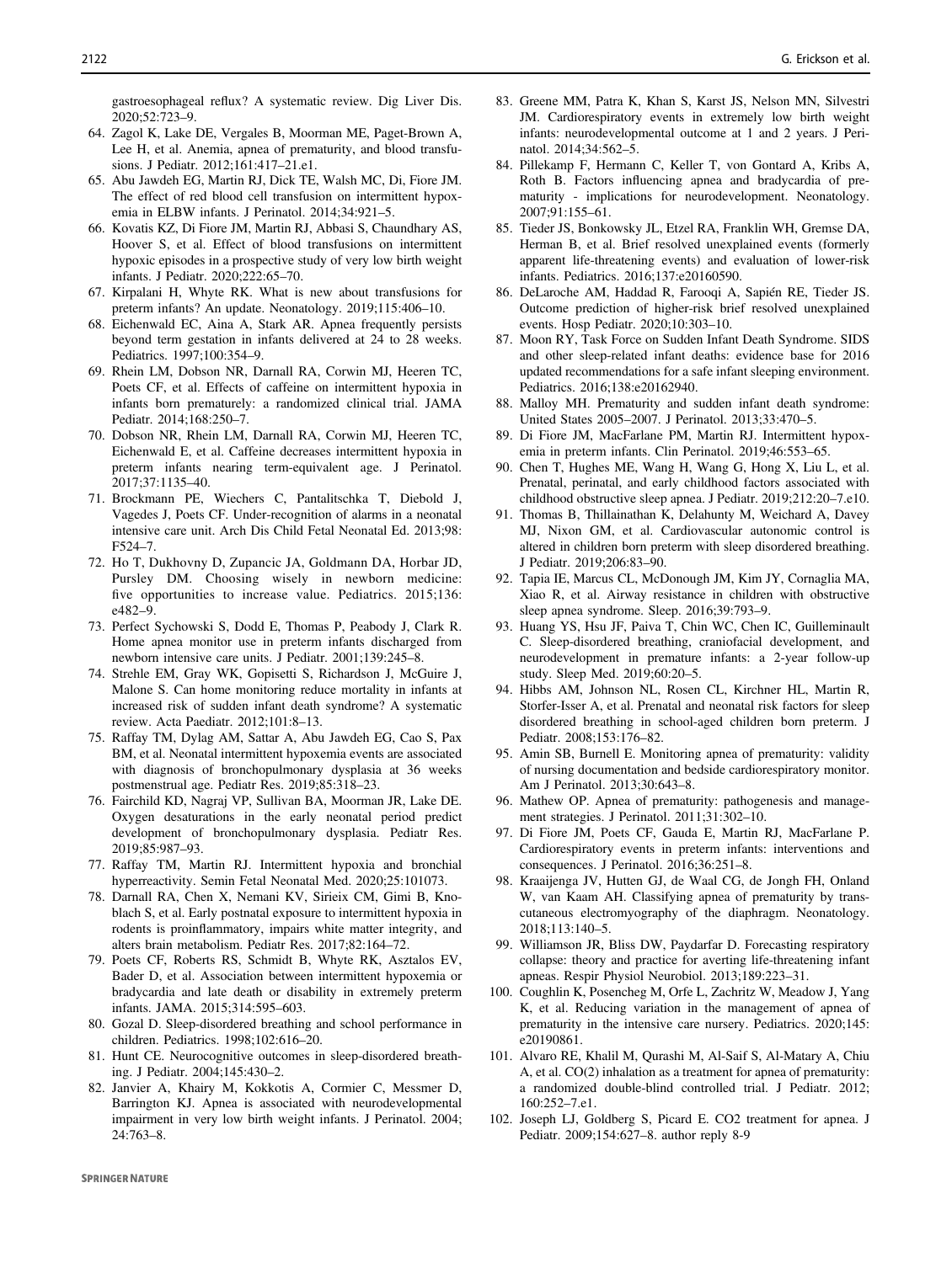gastroesophageal reflux? A systematic review. Dig Liver Dis. 2020;52:723–9.

64. Zagol K, Lake DE, Vergales B, Moorman ME, Paget-Brown A, Lee H, et al. Anemia, apnea of prematurity, and blood transfusions. J Pediatr. 2012;161:417–21.e1.
65. Abu Jawdeh EG, Martin RJ, Dick TE, Walsh MC, Di, Fiore JM. The effect of red blood cell transfusion on intermittent hypoxemia in ELBW infants. J Perinatol. 2014;34:921–5.
66. Kovatis KZ, Di Fiore JM, Martin RJ, Abbasi S, Chaundhary AS, Hoover S, et al. Effect of blood transfusions on intermittent hypoxic episodes in a prospective study of very low birth weight infants. J Pediatr. 2020;222:65–70.
67. Kirpalani H, Whyte RK. What is new about transfusions for preterm infants? An update. Neonatology. 2019;115:406–10.
68. Eichenwald EC, Aina A, Stark AR. Apnea frequently persists beyond term gestation in infants delivered at 24 to 28 weeks. Pediatrics. 1997;100:354–9.
69. Rhein LM, Dobson NR, Darnall RA, Corwin MJ, Heeren TC, Poets CF, et al. Effects of caffeine on intermittent hypoxia in infants born prematurely: a randomized clinical trial. JAMA Pediatr. 2014;168:250–7.
70. Dobson NR, Rhein LM, Darnall RA, Corwin MJ, Heeren TC, Eichenwald E, et al. Caffeine decreases intermittent hypoxia in preterm infants nearing term-equivalent age. J Perinatol. 2017;37:1135–40.
71. Brockmann PE, Wiechers C, Pantalitschka T, Diebold J, Vagedes J, Poets CF. Under-recognition of alarms in a neonatal intensive care unit. Arch Dis Child Fetal Neonatal Ed. 2013;98: F524–7.
72. Ho T, Dukhovny D, Zupancic JA, Goldmann DA, Horbar JD, Pursley DM. Choosing wisely in newborn medicine: five opportunities to increase value. Pediatrics. 2015;136: e482–9.
73. Perfect Sychowski S, Dodd E, Thomas P, Peabody J, Clark R. Home apnea monitor use in preterm infants discharged from newborn intensive care units. J Pediatr. 2001;139:245–8.
74. Strehle EM, Gray WK, Gopisetti S, Richardson J, McGuire J, Malone S. Can home monitoring reduce mortality in infants at increased risk of sudden infant death syndrome? A systematic review. Acta Paediatr. 2012;101:8–13.
75. Raffay TM, Dylag AM, Sattar A, Abu Jawdeh EG, Cao S, Pax BM, et al. Neonatal intermittent hypoxemia events are associated with diagnosis of bronchopulmonary dysplasia at 36 weeks postmenstrual age. Pediatr Res. 2019;85:318–23.
76. Fairchild KD, Nagraj VP, Sullivan BA, Moorman JR, Lake DE. Oxygen desaturations in the early neonatal period predict development of bronchopulmonary dysplasia. Pediatr Res. 2019;85:987–93.
77. Raffay TM, Martin RJ. Intermittent hypoxia and bronchial hyperreactivity. Semin Fetal Neonatal Med. 2020;25:101073.
78. Darnall RA, Chen X, Nemani KV, Sirieix CM, Gimi B, Knoblach S, et al. Early postnatal exposure to intermittent hypoxia in rodents is proinflammatory, impairs white matter integrity, and alters brain metabolism. Pediatr Res. 2017;82:164–72.
79. Poets CF, Roberts RS, Schmidt B, Whyte RK, Asztalos EV, Bader D, et al. Association between intermittent hypoxemia or bradycardia and late death or disability in extremely preterm infants. JAMA. 2015;314:595–603.
80. Gozal D. Sleep-disordered breathing and school performance in children. Pediatrics. 1998;102:616–20.
81. Hunt CE. Neurocognitive outcomes in sleep-disordered breathing. J Pediatr. 2004;145:430–2.
82. Janvier A, Khairy M, Kokkotis A, Cormier C, Messmer D, Barrington KJ. Apnea is associated with neurodevelopmental impairment in very low birth weight infants. J Perinatol. 2004; 24:763–8.
83. Greene MM, Patra K, Khan S, Karst JS, Nelson MN, Silvestri JM. Cardiorespiratory events in extremely low birth weight infants: neurodevelopmental outcome at 1 and 2 years. J Perinatol. 2014;34:562–5.
84. Pillekamp F, Hermann C, Keller T, von Gontard A, Kribs A, Roth B. Factors influencing apnea and bradycardia of prematurity - implications for neurodevelopment. Neonatology. 2007;91:155–61.
85. Tieder JS, Bonkowsky JL, Etzel RA, Franklin WH, Gremse DA, Herman B, et al. Brief resolved unexplained events (formerly apparent life-threatening events) and evaluation of lower-risk infants. Pediatrics. 2016;137:e20160590.
86. DeLaroche AM, Haddad R, Farooqi A, Sapién RE, Tieder JS. Outcome prediction of higher-risk brief resolved unexplained events. Hosp Pediatr. 2020;10:303–10.
87. Moon RY, Task Force on Sudden Infant Death Syndrome. SIDS and other sleep-related infant deaths: evidence base for 2016 updated recommendations for a safe infant sleeping environment. Pediatrics. 2016;138:e20162940.
88. Malloy MH. Prematurity and sudden infant death syndrome: United States 2005–2007. J Perinatol. 2013;33:470–5.
89. Di Fiore JM, MacFarlane PM, Martin RJ. Intermittent hypoxemia in preterm infants. Clin Perinatol. 2019;46:553–65.
90. Chen T, Hughes ME, Wang H, Wang G, Hong X, Liu L, et al. Prenatal, perinatal, and early childhood factors associated with childhood obstructive sleep apnea. J Pediatr. 2019;212:20–7.e10.
91. Thomas B, Thillainathan K, Delahunty M, Weichard A, Davey MJ, Nixon GM, et al. Cardiovascular autonomic control is altered in children born preterm with sleep disordered breathing. J Pediatr. 2019;206:83–90.
92. Tapia IE, Marcus CL, McDonough JM, Kim JY, Cornaglia MA, Xiao R, et al. Airway resistance in children with obstructive sleep apnea syndrome. Sleep. 2016;39:793–9.
93. Huang YS, Hsu JF, Paiva T, Chin WC, Chen IC, Guilleminault C. Sleep-disordered breathing, craniofacial development, and neurodevelopment in premature infants: a 2-year follow-up study. Sleep Med. 2019;60:20–5.
94. Hibbs AM, Johnson NL, Rosen CL, Kirchner HL, Martin R, Storfer-Isser A, et al. Prenatal and neonatal risk factors for sleep disordered breathing in school-aged children born preterm. J Pediatr. 2008;153:176–82.
95. Amin SB, Burnell E. Monitoring apnea of prematurity: validity of nursing documentation and bedside cardiorespiratory monitor. Am J Perinatol. 2013;30:643–8.
96. Mathew OP. Apnea of prematurity: pathogenesis and management strategies. J Perinatol. 2011;31:302–10.
97. Di Fiore JM, Poets CF, Gauda E, Martin RJ, MacFarlane P. Cardiorespiratory events in preterm infants: interventions and consequences. J Perinatol. 2016;36:251–8.
98. Kraaijenga JV, Hutten GJ, de Waal CG, de Jongh FH, Onland W, van Kaam AH. Classifying apnea of prematurity by transcutaneous electromyography of the diaphragm. Neonatology. 2018;113:140–5.
99. Williamson JR, Bliss DW, Paydarfar D. Forecasting respiratory collapse: theory and practice for averting life-threatening infant apneas. Respir Physiol Neurobiol. 2013;189:223–31.
100. Coughlin K, Posencheg M, Orfe L, Zachritz W, Meadow J, Yang K, et al. Reducing variation in the management of apnea of prematurity in the intensive care nursery. Pediatrics. 2020;145: e20190861.
101. Alvaro RE, Khalil M, Qurashi M, Al-Saif S, Al-Matary A, Chiu A, et al. CO(2) inhalation as a treatment for apnea of prematurity: a randomized double-blind controlled trial. J Pediatr. 2012; 160:252–7.e1.
102. Joseph LJ, Goldberg S, Picard E. CO2 treatment for apnea. J Pediatr. 2009;154:627–8. author reply 8-9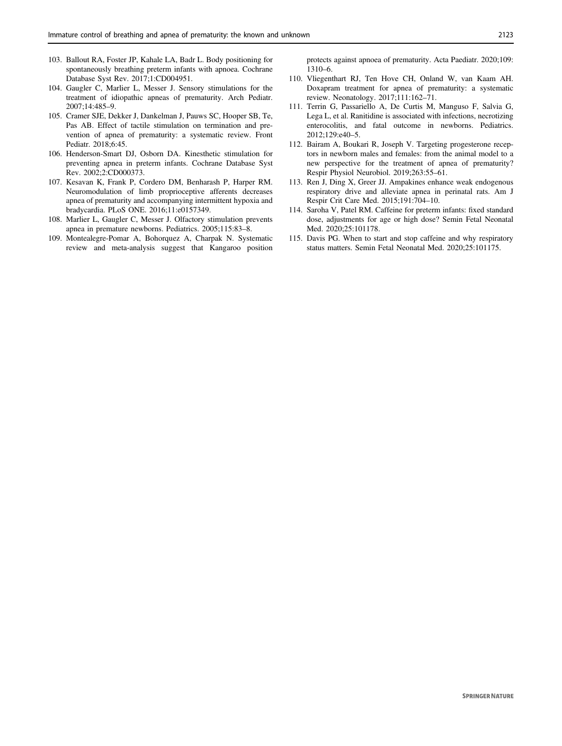103. Ballout RA, Foster JP, Kahale LA, Badr L. Body positioning for spontaneously breathing preterm infants with apnoea. Cochrane Database Syst Rev. 2017;1:CD004951.
104. Gaugler C, Marlier L, Messer J. Sensory stimulations for the treatment of idiopathic apneas of prematurity. Arch Pediatr. 2007;14:485–9.
105. Cramer SJE, Dekker J, Dankelman J, Pauws SC, Hooper SB, Te, Pas AB. Effect of tactile stimulation on termination and prevention of apnea of prematurity: a systematic review. Front Pediatr. 2018;6:45.
106. Henderson-Smart DJ, Osborn DA. Kinesthetic stimulation for preventing apnea in preterm infants. Cochrane Database Syst Rev. 2002;2:CD000373.
107. Kesavan K, Frank P, Cordero DM, Benharash P, Harper RM. Neuromodulation of limb proprioceptive afferents decreases apnea of prematurity and accompanying intermittent hypoxia and bradycardia. PLoS ONE. 2016;11:e0157349.
108. Marlier L, Gaugler C, Messer J. Olfactory stimulation prevents apnea in premature newborns. Pediatrics. 2005;115:83–8.
109. Montealegre-Pomar A, Bohorquez A, Charpak N. Systematic review and meta-analysis suggest that Kangaroo position protects against apnoea of prematurity. Acta Paediatr. 2020;109:1310–6.
110. Vliegenthart RJ, Ten Hove CH, Onland W, van Kaam AH. Doxapram treatment for apnea of prematurity: a systematic review. Neonatology. 2017;111:162–71.
111. Terrin G, Passariello A, De Curtis M, Manguso F, Salvia G, Lega L, et al. Ranitidine is associated with infections, necrotizing enterocolitis, and fatal outcome in newborns. Pediatrics. 2012;129:e40–5.
112. Bairam A, Boukari R, Joseph V. Targeting progesterone receptors in newborn males and females: from the animal model to a new perspective for the treatment of apnea of prematurity? Respir Physiol Neurobiol. 2019;263:55–61.
113. Ren J, Ding X, Greer JJ. Ampakines enhance weak endogenous respiratory drive and alleviate apnea in perinatal rats. Am J Respir Crit Care Med. 2015;191:704–10.
114. Saroha V, Patel RM. Caffeine for preterm infants: fixed standard dose, adjustments for age or high dose? Semin Fetal Neonatal Med. 2020;25:101178.
115. Davis PG. When to start and stop caffeine and why respiratory status matters. Semin Fetal Neonatal Med. 2020;25:101175.